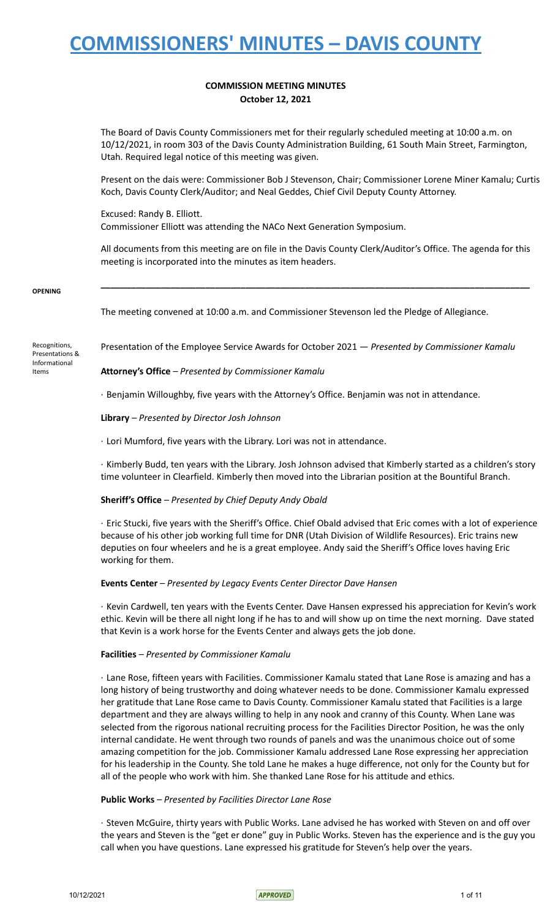# COMMISSIONERS' MINUTES – DAVIS COUNTY

**COMMISSION MEETING MINUTES**
**October 12, 2021**

The Board of Davis County Commissioners met for their regularly scheduled meeting at 10:00 a.m. on 10/12/2021, in room 303 of the Davis County Administration Building, 61 South Main Street, Farmington, Utah. Required legal notice of this meeting was given.

Present on the dais were: Commissioner Bob J Stevenson, Chair; Commissioner Lorene Miner Kamalu; Curtis Koch, Davis County Clerk/Auditor; and Neal Geddes, Chief Civil Deputy County Attorney.

Excused: Randy B. Elliott.
Commissioner Elliott was attending the NACo Next Generation Symposium.

All documents from this meeting are on file in the Davis County Clerk/Auditor's Office. The agenda for this meeting is incorporated into the minutes as item headers.

---

**OPENING**

The meeting convened at 10:00 a.m. and Commissioner Stevenson led the Pledge of Allegiance.

Recognitions, Presentations & Informational Items

Presentation of the Employee Service Awards for October 2021 — *Presented by Commissioner Kamalu*

**Attorney's Office** – *Presented by Commissioner Kamalu*

· Benjamin Willoughby, five years with the Attorney's Office. Benjamin was not in attendance.

**Library** – *Presented by Director Josh Johnson*

· Lori Mumford, five years with the Library. Lori was not in attendance.

· Kimberly Budd, ten years with the Library. Josh Johnson advised that Kimberly started as a children's story time volunteer in Clearfield. Kimberly then moved into the Librarian position at the Bountiful Branch.

**Sheriff's Office** – *Presented by Chief Deputy Andy Obald*

· Eric Stucki, five years with the Sheriff's Office. Chief Obald advised that Eric comes with a lot of experience because of his other job working full time for DNR (Utah Division of Wildlife Resources). Eric trains new deputies on four wheelers and he is a great employee. Andy said the Sheriff's Office loves having Eric working for them.

**Events Center** – *Presented by Legacy Events Center Director Dave Hansen*

· Kevin Cardwell, ten years with the Events Center. Dave Hansen expressed his appreciation for Kevin's work ethic. Kevin will be there all night long if he has to and will show up on time the next morning. Dave stated that Kevin is a work horse for the Events Center and always gets the job done.

**Facilities** – *Presented by Commissioner Kamalu*

· Lane Rose, fifteen years with Facilities. Commissioner Kamalu stated that Lane Rose is amazing and has a long history of being trustworthy and doing whatever needs to be done. Commissioner Kamalu expressed her gratitude that Lane Rose came to Davis County. Commissioner Kamalu stated that Facilities is a large department and they are always willing to help in any nook and cranny of this County. When Lane was selected from the rigorous national recruiting process for the Facilities Director Position, he was the only internal candidate. He went through two rounds of panels and was the unanimous choice out of some amazing competition for the job. Commissioner Kamalu addressed Lane Rose expressing her appreciation for his leadership in the County. She told Lane he makes a huge difference, not only for the County but for all of the people who work with him. She thanked Lane Rose for his attitude and ethics.

**Public Works** – *Presented by Facilities Director Lane Rose*

· Steven McGuire, thirty years with Public Works. Lane advised he has worked with Steven on and off over the years and Steven is the "get er done" guy in Public Works. Steven has the experience and is the guy you call when you have questions. Lane expressed his gratitude for Steven's help over the years.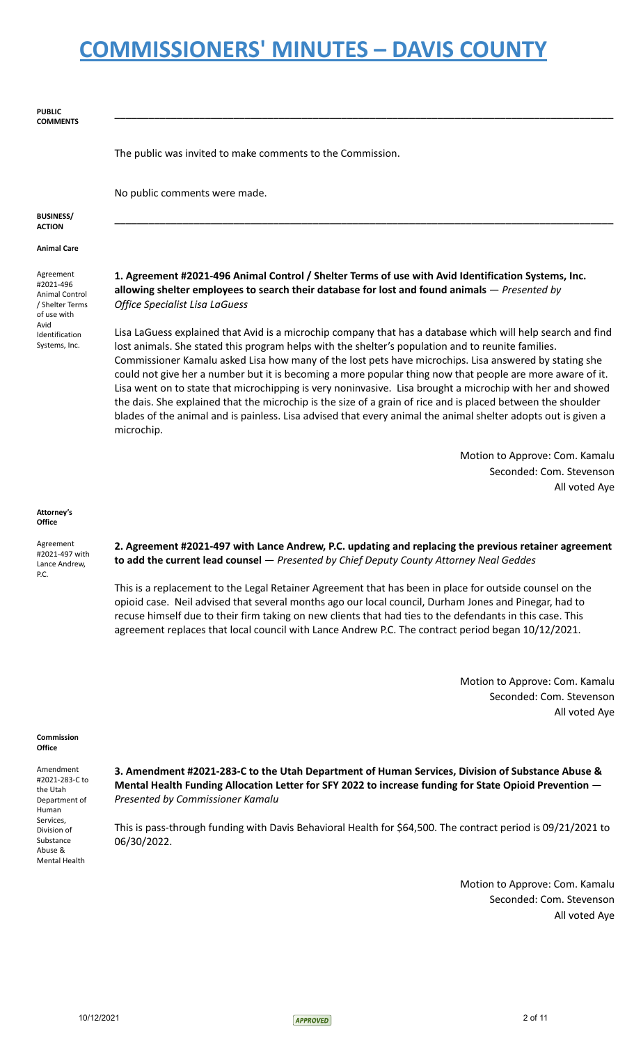# COMMISSIONERS' MINUTES – DAVIS COUNTY

**PUBLIC COMMENTS**

The public was invited to make comments to the Commission.

No public comments were made.

**BUSINESS/ ACTION**

**Animal Care**

Agreement #2021-496 Animal Control / Shelter Terms of use with Avid Identification Systems, Inc.

**1. Agreement #2021-496 Animal Control / Shelter Terms of use with Avid Identification Systems, Inc. allowing shelter employees to search their database for lost and found animals** — *Presented by Office Specialist Lisa LaGuess*

Lisa LaGuess explained that Avid is a microchip company that has a database which will help search and find lost animals. She stated this program helps with the shelter's population and to reunite families. Commissioner Kamalu asked Lisa how many of the lost pets have microchips. Lisa answered by stating she could not give her a number but it is becoming a more popular thing now that people are more aware of it. Lisa went on to state that microchipping is very noninvasive. Lisa brought a microchip with her and showed the dais. She explained that the microchip is the size of a grain of rice and is placed between the shoulder blades of the animal and is painless. Lisa advised that every animal the animal shelter adopts out is given a microchip.

Motion to Approve: Com. Kamalu
Seconded: Com. Stevenson
All voted Aye

**Attorney's Office**

Agreement #2021-497 with Lance Andrew, P.C.

**2. Agreement #2021-497 with Lance Andrew, P.C. updating and replacing the previous retainer agreement to add the current lead counsel** — *Presented by Chief Deputy County Attorney Neal Geddes*

This is a replacement to the Legal Retainer Agreement that has been in place for outside counsel on the opioid case. Neil advised that several months ago our local council, Durham Jones and Pinegar, had to recuse himself due to their firm taking on new clients that had ties to the defendants in this case. This agreement replaces that local council with Lance Andrew P.C. The contract period began 10/12/2021.

Motion to Approve: Com. Kamalu
Seconded: Com. Stevenson
All voted Aye

**Commission Office**

Amendment #2021-283-C to the Utah Department of Human Services, Division of Substance Abuse & Mental Health

**3. Amendment #2021-283-C to the Utah Department of Human Services, Division of Substance Abuse & Mental Health Funding Allocation Letter for SFY 2022 to increase funding for State Opioid Prevention** — *Presented by Commissioner Kamalu*

This is pass-through funding with Davis Behavioral Health for $64,500. The contract period is 09/21/2021 to 06/30/2022.

Motion to Approve: Com. Kamalu
Seconded: Com. Stevenson
All voted Aye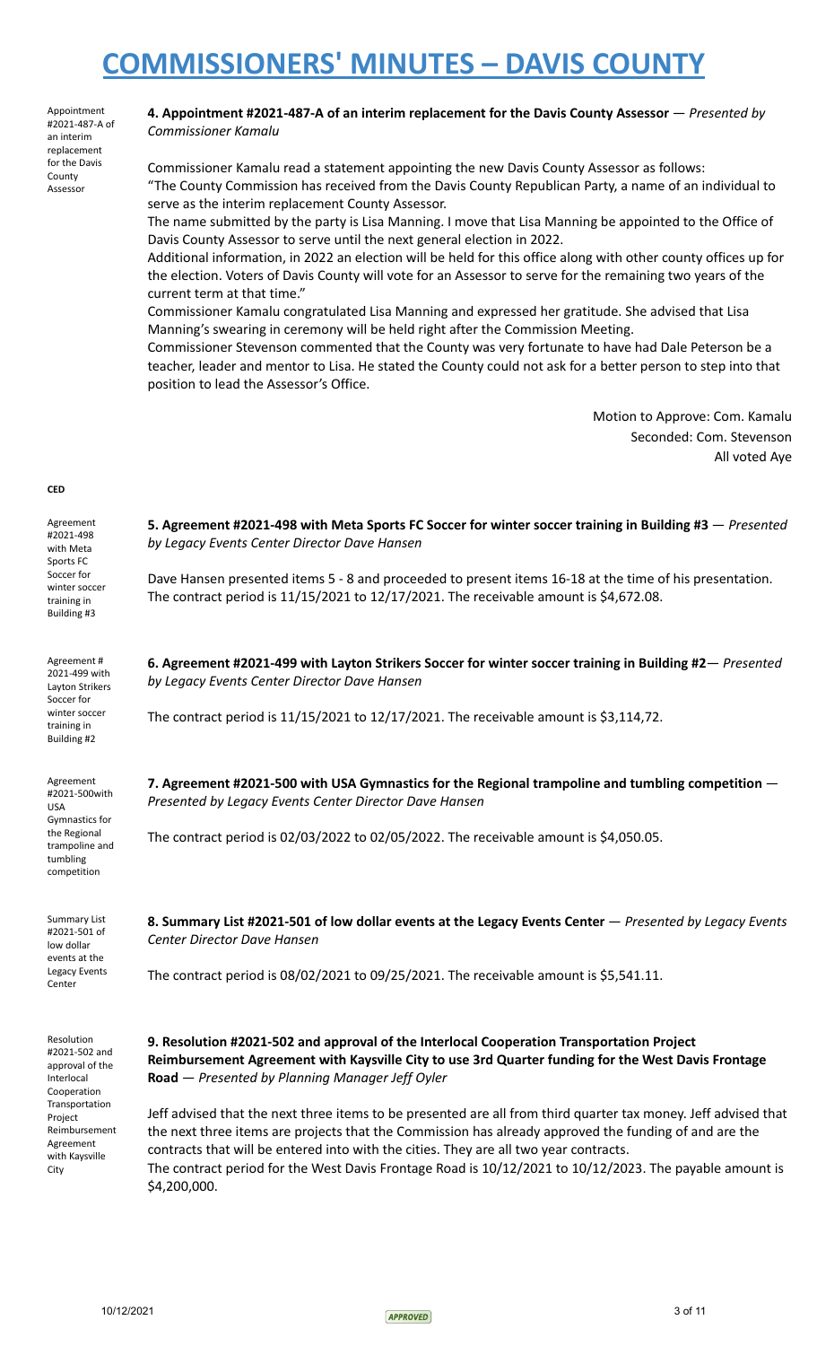Appointment #2021-487-A of an interim replacement for the Davis County Assessor

**4. Appointment #2021-487-A of an interim replacement for the Davis County Assessor** — *Presented by Commissioner Kamalu*

Commissioner Kamalu read a statement appointing the new Davis County Assessor as follows:

"The County Commission has received from the Davis County Republican Party, a name of an individual to serve as the interim replacement County Assessor.

The name submitted by the party is Lisa Manning. I move that Lisa Manning be appointed to the Office of Davis County Assessor to serve until the next general election in 2022.

Additional information, in 2022 an election will be held for this office along with other county offices up for the election. Voters of Davis County will vote for an Assessor to serve for the remaining two years of the current term at that time."

Commissioner Kamalu congratulated Lisa Manning and expressed her gratitude. She advised that Lisa Manning's swearing in ceremony will be held right after the Commission Meeting.

Commissioner Stevenson commented that the County was very fortunate to have had Dale Peterson be a teacher, leader and mentor to Lisa. He stated the County could not ask for a better person to step into that position to lead the Assessor's Office.

Motion to Approve: Com. Kamalu
Seconded: Com. Stevenson
All voted Aye

**CED**

Agreement #2021-498 with Meta Sports FC Soccer for winter soccer training in Building #3

**5. Agreement #2021-498 with Meta Sports FC Soccer for winter soccer training in Building #3** — *Presented by Legacy Events Center Director Dave Hansen*

Dave Hansen presented items 5 - 8 and proceeded to present items 16-18 at the time of his presentation. The contract period is 11/15/2021 to 12/17/2021. The receivable amount is $4,672.08.

Agreement # 2021-499 with Layton Strikers Soccer for winter soccer training in Building #2

**6. Agreement #2021-499 with Layton Strikers Soccer for winter soccer training in Building #2**— *Presented by Legacy Events Center Director Dave Hansen*

The contract period is 11/15/2021 to 12/17/2021. The receivable amount is $3,114,72.

Agreement #2021-500with USA Gymnastics for the Regional trampoline and tumbling competition

**7. Agreement #2021-500 with USA Gymnastics for the Regional trampoline and tumbling competition** — *Presented by Legacy Events Center Director Dave Hansen*

The contract period is 02/03/2022 to 02/05/2022. The receivable amount is $4,050.05.

Summary List #2021-501 of low dollar events at the Legacy Events Center

**8. Summary List #2021-501 of low dollar events at the Legacy Events Center** — *Presented by Legacy Events Center Director Dave Hansen*

The contract period is 08/02/2021 to 09/25/2021. The receivable amount is $5,541.11.

Resolution #2021-502 and approval of the Interlocal Cooperation Transportation Project Reimbursement Agreement with Kaysville City

**9. Resolution #2021-502 and approval of the Interlocal Cooperation Transportation Project Reimbursement Agreement with Kaysville City to use 3rd Quarter funding for the West Davis Frontage Road** — *Presented by Planning Manager Jeff Oyler*

Jeff advised that the next three items to be presented are all from third quarter tax money. Jeff advised that the next three items are projects that the Commission has already approved the funding of and are the contracts that will be entered into with the cities. They are all two year contracts.

The contract period for the West Davis Frontage Road is 10/12/2021 to 10/12/2023. The payable amount is $4,200,000.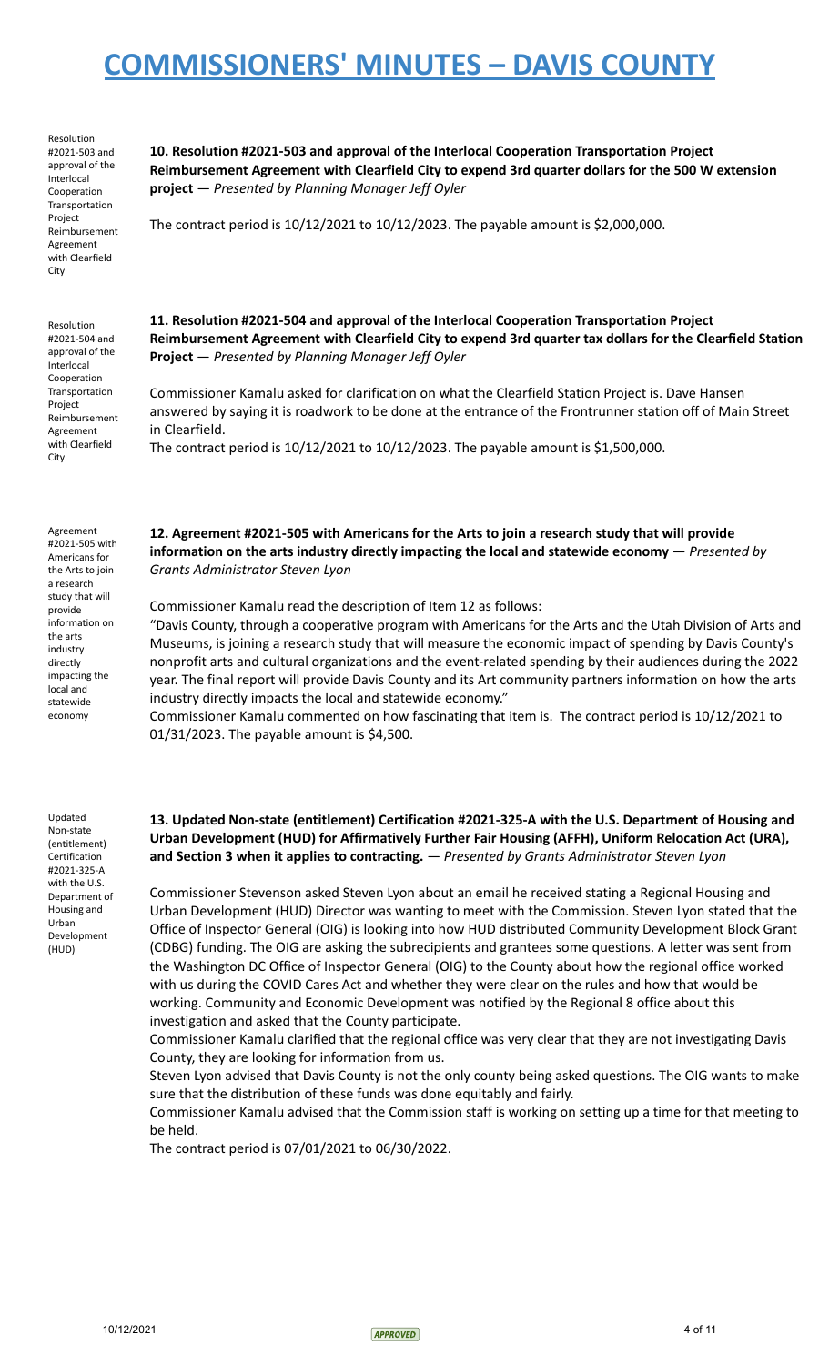Resolution #2021-503 and approval of the Interlocal Cooperation Transportation Project Reimbursement Agreement with Clearfield City

**10. Resolution #2021-503 and approval of the Interlocal Cooperation Transportation Project Reimbursement Agreement with Clearfield City to expend 3rd quarter dollars for the 500 W extension project** — *Presented by Planning Manager Jeff Oyler*

The contract period is 10/12/2021 to 10/12/2023. The payable amount is $2,000,000.

Resolution #2021-504 and approval of the Interlocal Cooperation Transportation Project Reimbursement Agreement with Clearfield City

**11. Resolution #2021-504 and approval of the Interlocal Cooperation Transportation Project Reimbursement Agreement with Clearfield City to expend 3rd quarter tax dollars for the Clearfield Station Project** — *Presented by Planning Manager Jeff Oyler*

Commissioner Kamalu asked for clarification on what the Clearfield Station Project is. Dave Hansen answered by saying it is roadwork to be done at the entrance of the Frontrunner station off of Main Street in Clearfield.

The contract period is 10/12/2021 to 10/12/2023. The payable amount is $1,500,000.

Agreement #2021-505 with Americans for the Arts to join a research study that will provide information on the arts industry directly impacting the local and statewide economy

**12. Agreement #2021-505 with Americans for the Arts to join a research study that will provide information on the arts industry directly impacting the local and statewide economy** — *Presented by Grants Administrator Steven Lyon*

Commissioner Kamalu read the description of Item 12 as follows:

"Davis County, through a cooperative program with Americans for the Arts and the Utah Division of Arts and Museums, is joining a research study that will measure the economic impact of spending by Davis County's nonprofit arts and cultural organizations and the event-related spending by their audiences during the 2022 year. The final report will provide Davis County and its Art community partners information on how the arts industry directly impacts the local and statewide economy."

Commissioner Kamalu commented on how fascinating that item is. The contract period is 10/12/2021 to 01/31/2023. The payable amount is $4,500.

Updated Non-state (entitlement) Certification #2021-325-A with the U.S. Department of Housing and Urban Development (HUD)

**13. Updated Non-state (entitlement) Certification #2021-325-A with the U.S. Department of Housing and Urban Development (HUD) for Affirmatively Further Fair Housing (AFFH), Uniform Relocation Act (URA), and Section 3 when it applies to contracting.** — *Presented by Grants Administrator Steven Lyon*

Commissioner Stevenson asked Steven Lyon about an email he received stating a Regional Housing and Urban Development (HUD) Director was wanting to meet with the Commission. Steven Lyon stated that the Office of Inspector General (OIG) is looking into how HUD distributed Community Development Block Grant (CDBG) funding. The OIG are asking the subrecipients and grantees some questions. A letter was sent from the Washington DC Office of Inspector General (OIG) to the County about how the regional office worked with us during the COVID Cares Act and whether they were clear on the rules and how that would be working. Community and Economic Development was notified by the Regional 8 office about this investigation and asked that the County participate.

Commissioner Kamalu clarified that the regional office was very clear that they are not investigating Davis County, they are looking for information from us.

Steven Lyon advised that Davis County is not the only county being asked questions. The OIG wants to make sure that the distribution of these funds was done equitably and fairly.

Commissioner Kamalu advised that the Commission staff is working on setting up a time for that meeting to be held.

The contract period is 07/01/2021 to 06/30/2022.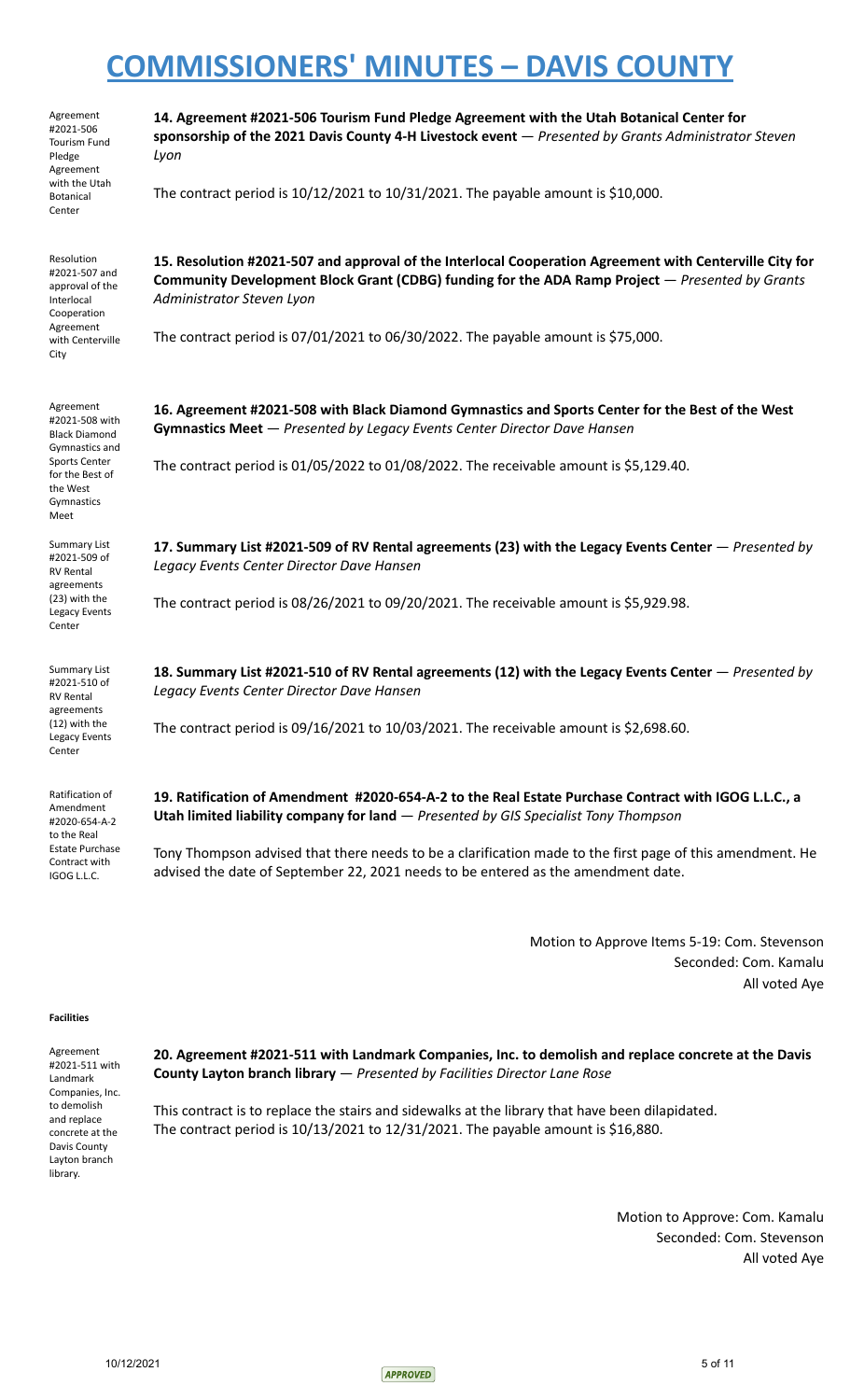# COMMISSIONERS' MINUTES – DAVIS COUNTY

Agreement #2021-506 Tourism Fund Pledge Agreement with the Utah Botanical Center

**14. Agreement #2021-506 Tourism Fund Pledge Agreement with the Utah Botanical Center for sponsorship of the 2021 Davis County 4-H Livestock event** — *Presented by Grants Administrator Steven Lyon*

The contract period is 10/12/2021 to 10/31/2021. The payable amount is $10,000.

Resolution #2021-507 and approval of the Interlocal Cooperation Agreement with Centerville City

**15. Resolution #2021-507 and approval of the Interlocal Cooperation Agreement with Centerville City for Community Development Block Grant (CDBG) funding for the ADA Ramp Project** — *Presented by Grants Administrator Steven Lyon*

The contract period is 07/01/2021 to 06/30/2022. The payable amount is $75,000.

Agreement #2021-508 with Black Diamond Gymnastics and Sports Center for the Best of the West Gymnastics Meet

**16. Agreement #2021-508 with Black Diamond Gymnastics and Sports Center for the Best of the West Gymnastics Meet** — *Presented by Legacy Events Center Director Dave Hansen*

The contract period is 01/05/2022 to 01/08/2022. The receivable amount is $5,129.40.

Summary List #2021-509 of RV Rental agreements (23) with the Legacy Events Center

**17. Summary List #2021-509 of RV Rental agreements (23) with the Legacy Events Center** — *Presented by Legacy Events Center Director Dave Hansen*

The contract period is 08/26/2021 to 09/20/2021. The receivable amount is $5,929.98.

Summary List #2021-510 of RV Rental agreements (12) with the Legacy Events Center

**18. Summary List #2021-510 of RV Rental agreements (12) with the Legacy Events Center** — *Presented by Legacy Events Center Director Dave Hansen*

The contract period is 09/16/2021 to 10/03/2021. The receivable amount is $2,698.60.

Ratification of Amendment #2020-654-A-2 to the Real Estate Purchase Contract with IGOG L.L.C.

**19. Ratification of Amendment #2020-654-A-2 to the Real Estate Purchase Contract with IGOG L.L.C., a Utah limited liability company for land** — *Presented by GIS Specialist Tony Thompson*

Tony Thompson advised that there needs to be a clarification made to the first page of this amendment. He advised the date of September 22, 2021 needs to be entered as the amendment date.

Motion to Approve Items 5-19: Com. Stevenson
Seconded: Com. Kamalu
All voted Aye

**Facilities**

Agreement #2021-511 with Landmark Companies, Inc. to demolish and replace concrete at the Davis County Layton branch library.

**20. Agreement #2021-511 with Landmark Companies, Inc. to demolish and replace concrete at the Davis County Layton branch library** — *Presented by Facilities Director Lane Rose*

This contract is to replace the stairs and sidewalks at the library that have been dilapidated.
The contract period is 10/13/2021 to 12/31/2021. The payable amount is $16,880.

Motion to Approve: Com. Kamalu
Seconded: Com. Stevenson
All voted Aye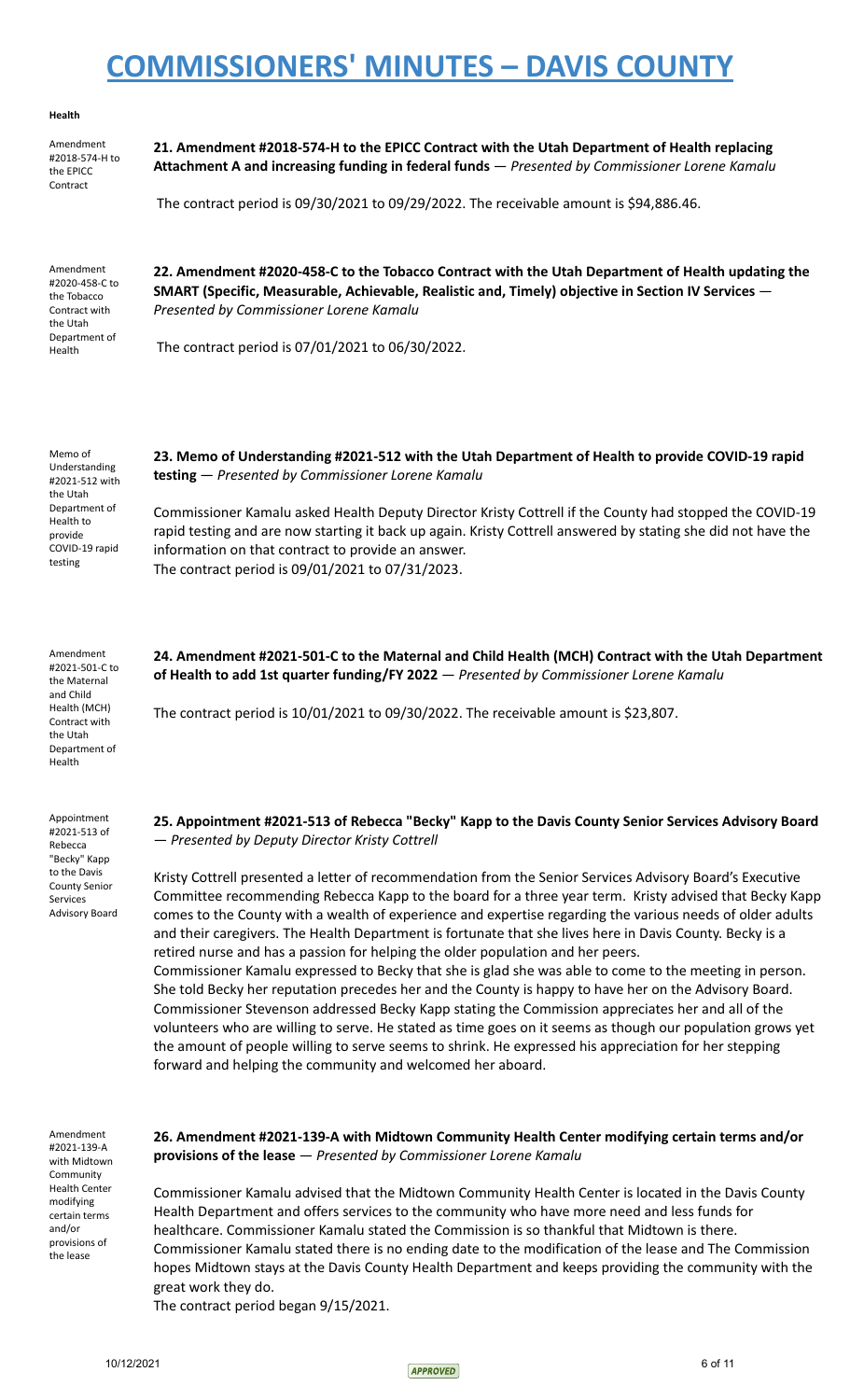**Health**

Amendment #2018-574-H to the EPICC Contract

**21. Amendment #2018-574-H to the EPICC Contract with the Utah Department of Health replacing Attachment A and increasing funding in federal funds** — *Presented by Commissioner Lorene Kamalu*

The contract period is 09/30/2021 to 09/29/2022. The receivable amount is $94,886.46.

Amendment #2020-458-C to the Tobacco Contract with the Utah Department of Health

**22. Amendment #2020-458-C to the Tobacco Contract with the Utah Department of Health updating the SMART (Specific, Measurable, Achievable, Realistic and, Timely) objective in Section IV Services** — *Presented by Commissioner Lorene Kamalu*

The contract period is 07/01/2021 to 06/30/2022.

Memo of Understanding #2021-512 with the Utah Department of Health to provide COVID-19 rapid testing

**23. Memo of Understanding #2021-512 with the Utah Department of Health to provide COVID-19 rapid testing** — *Presented by Commissioner Lorene Kamalu*

Commissioner Kamalu asked Health Deputy Director Kristy Cottrell if the County had stopped the COVID-19 rapid testing and are now starting it back up again. Kristy Cottrell answered by stating she did not have the information on that contract to provide an answer.
The contract period is 09/01/2021 to 07/31/2023.

Amendment #2021-501-C to the Maternal and Child Health (MCH) Contract with the Utah Department of Health

**24. Amendment #2021-501-C to the Maternal and Child Health (MCH) Contract with the Utah Department of Health to add 1st quarter funding/FY 2022** — *Presented by Commissioner Lorene Kamalu*

The contract period is 10/01/2021 to 09/30/2022. The receivable amount is $23,807.

Appointment #2021-513 of Rebecca "Becky" Kapp to the Davis County Senior Services Advisory Board

**25. Appointment #2021-513 of Rebecca "Becky" Kapp to the Davis County Senior Services Advisory Board** — *Presented by Deputy Director Kristy Cottrell*

Kristy Cottrell presented a letter of recommendation from the Senior Services Advisory Board's Executive Committee recommending Rebecca Kapp to the board for a three year term. Kristy advised that Becky Kapp comes to the County with a wealth of experience and expertise regarding the various needs of older adults and their caregivers. The Health Department is fortunate that she lives here in Davis County. Becky is a retired nurse and has a passion for helping the older population and her peers.
Commissioner Kamalu expressed to Becky that she is glad she was able to come to the meeting in person. She told Becky her reputation precedes her and the County is happy to have her on the Advisory Board. Commissioner Stevenson addressed Becky Kapp stating the Commission appreciates her and all of the volunteers who are willing to serve. He stated as time goes on it seems as though our population grows yet the amount of people willing to serve seems to shrink. He expressed his appreciation for her stepping forward and helping the community and welcomed her aboard.

Amendment #2021-139-A with Midtown Community Health Center modifying certain terms and/or provisions of the lease

**26. Amendment #2021-139-A with Midtown Community Health Center modifying certain terms and/or provisions of the lease** — *Presented by Commissioner Lorene Kamalu*

Commissioner Kamalu advised that the Midtown Community Health Center is located in the Davis County Health Department and offers services to the community who have more need and less funds for healthcare. Commissioner Kamalu stated the Commission is so thankful that Midtown is there. Commissioner Kamalu stated there is no ending date to the modification of the lease and The Commission hopes Midtown stays at the Davis County Health Department and keeps providing the community with the great work they do.
The contract period began 9/15/2021.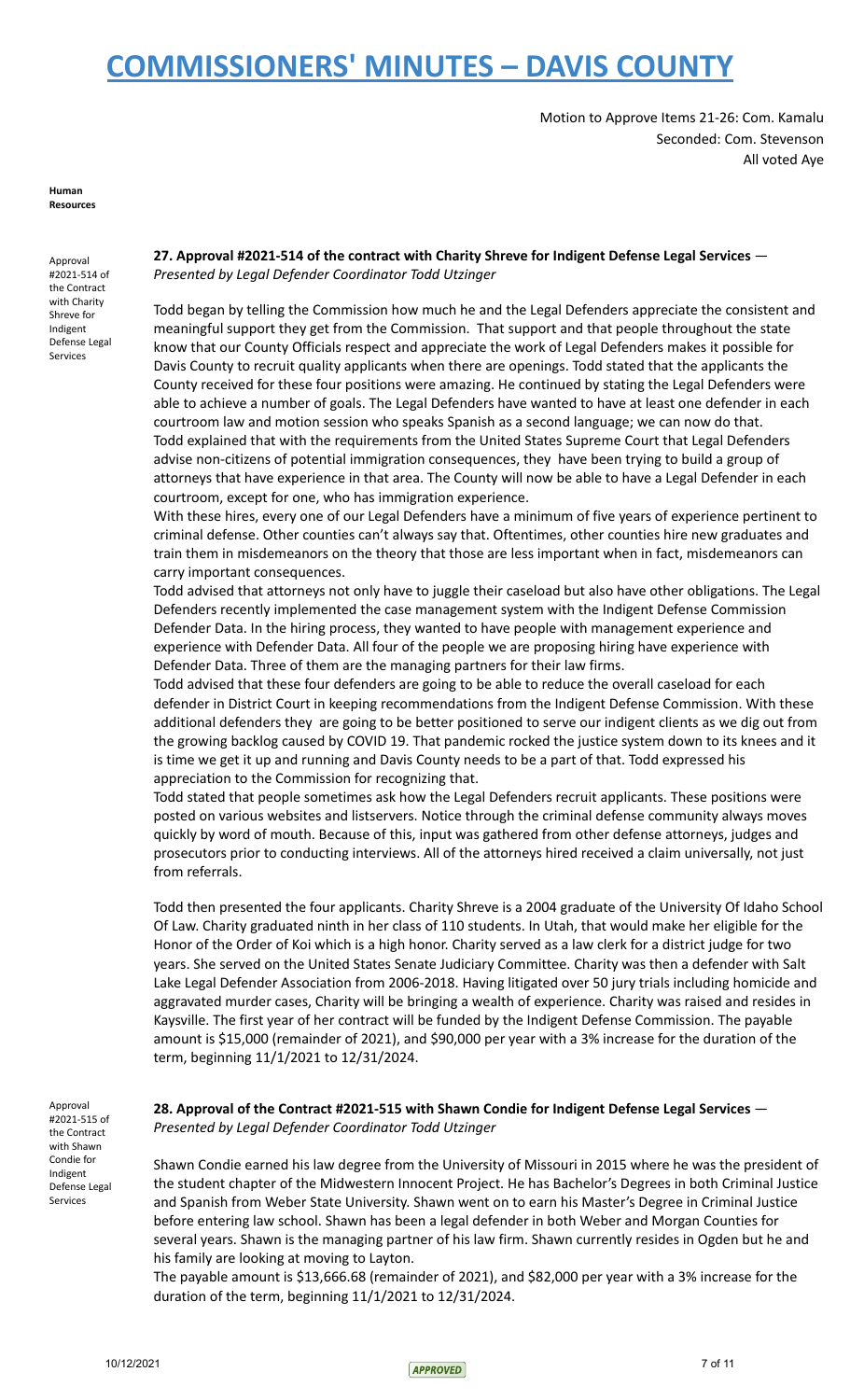Motion to Approve Items 21-26: Com. Kamalu
Seconded: Com. Stevenson
All voted Aye

**Human Resources**

Approval #2021-514 of the Contract with Charity Shreve for Indigent Defense Legal Services

**27. Approval #2021-514 of the contract with Charity Shreve for Indigent Defense Legal Services** — *Presented by Legal Defender Coordinator Todd Utzinger*

Todd began by telling the Commission how much he and the Legal Defenders appreciate the consistent and meaningful support they get from the Commission. That support and that people throughout the state know that our County Officials respect and appreciate the work of Legal Defenders makes it possible for Davis County to recruit quality applicants when there are openings. Todd stated that the applicants the County received for these four positions were amazing. He continued by stating the Legal Defenders were able to achieve a number of goals. The Legal Defenders have wanted to have at least one defender in each courtroom law and motion session who speaks Spanish as a second language; we can now do that. Todd explained that with the requirements from the United States Supreme Court that Legal Defenders advise non-citizens of potential immigration consequences, they have been trying to build a group of attorneys that have experience in that area. The County will now be able to have a Legal Defender in each courtroom, except for one, who has immigration experience.

With these hires, every one of our Legal Defenders have a minimum of five years of experience pertinent to criminal defense. Other counties can't always say that. Oftentimes, other counties hire new graduates and train them in misdemeanors on the theory that those are less important when in fact, misdemeanors can carry important consequences.

Todd advised that attorneys not only have to juggle their caseload but also have other obligations. The Legal Defenders recently implemented the case management system with the Indigent Defense Commission Defender Data. In the hiring process, they wanted to have people with management experience and experience with Defender Data. All four of the people we are proposing hiring have experience with Defender Data. Three of them are the managing partners for their law firms.

Todd advised that these four defenders are going to be able to reduce the overall caseload for each defender in District Court in keeping recommendations from the Indigent Defense Commission. With these additional defenders they are going to be better positioned to serve our indigent clients as we dig out from the growing backlog caused by COVID 19. That pandemic rocked the justice system down to its knees and it is time we get it up and running and Davis County needs to be a part of that. Todd expressed his appreciation to the Commission for recognizing that.

Todd stated that people sometimes ask how the Legal Defenders recruit applicants. These positions were posted on various websites and listservers. Notice through the criminal defense community always moves quickly by word of mouth. Because of this, input was gathered from other defense attorneys, judges and prosecutors prior to conducting interviews. All of the attorneys hired received a claim universally, not just from referrals.

Todd then presented the four applicants. Charity Shreve is a 2004 graduate of the University Of Idaho School Of Law. Charity graduated ninth in her class of 110 students. In Utah, that would make her eligible for the Honor of the Order of Koi which is a high honor. Charity served as a law clerk for a district judge for two years. She served on the United States Senate Judiciary Committee. Charity was then a defender with Salt Lake Legal Defender Association from 2006-2018. Having litigated over 50 jury trials including homicide and aggravated murder cases, Charity will be bringing a wealth of experience. Charity was raised and resides in Kaysville. The first year of her contract will be funded by the Indigent Defense Commission. The payable amount is $15,000 (remainder of 2021), and $90,000 per year with a 3% increase for the duration of the term, beginning 11/1/2021 to 12/31/2024.

Approval #2021-515 of the Contract with Shawn Condie for Indigent Defense Legal Services

**28. Approval of the Contract #2021-515 with Shawn Condie for Indigent Defense Legal Services** — *Presented by Legal Defender Coordinator Todd Utzinger*

Shawn Condie earned his law degree from the University of Missouri in 2015 where he was the president of the student chapter of the Midwestern Innocent Project. He has Bachelor's Degrees in both Criminal Justice and Spanish from Weber State University. Shawn went on to earn his Master's Degree in Criminal Justice before entering law school. Shawn has been a legal defender in both Weber and Morgan Counties for several years. Shawn is the managing partner of his law firm. Shawn currently resides in Ogden but he and his family are looking at moving to Layton.

The payable amount is $13,666.68 (remainder of 2021), and $82,000 per year with a 3% increase for the duration of the term, beginning 11/1/2021 to 12/31/2024.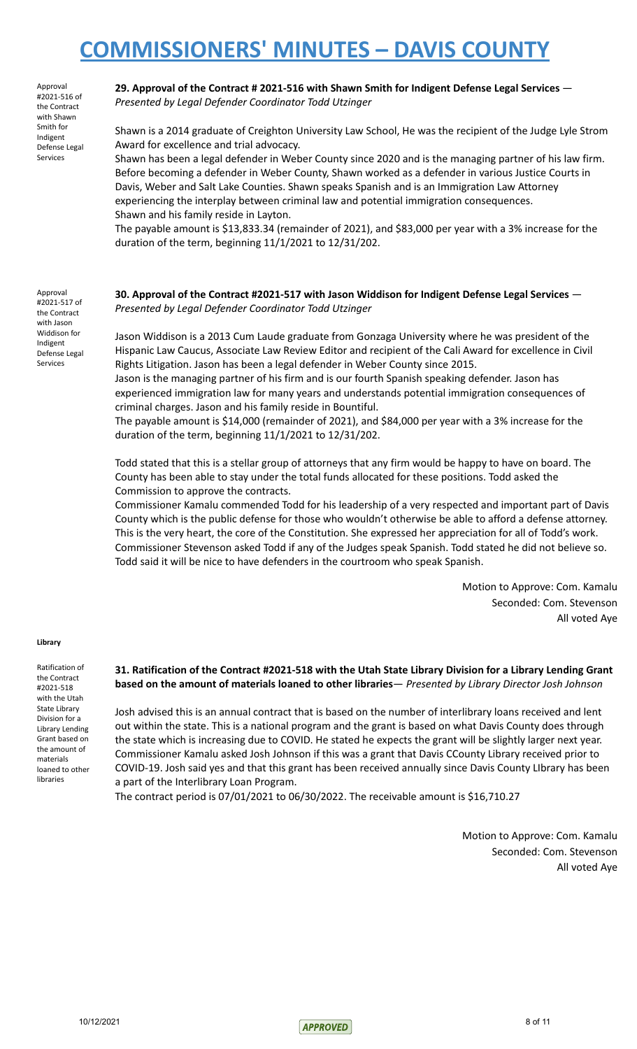# COMMISSIONERS' MINUTES – DAVIS COUNTY

Approval #2021-516 of the Contract with Shawn Smith for Indigent Defense Legal Services

**29. Approval of the Contract # 2021-516 with Shawn Smith for Indigent Defense Legal Services** — *Presented by Legal Defender Coordinator Todd Utzinger*

Shawn is a 2014 graduate of Creighton University Law School, He was the recipient of the Judge Lyle Strom Award for excellence and trial advocacy.
Shawn has been a legal defender in Weber County since 2020 and is the managing partner of his law firm. Before becoming a defender in Weber County, Shawn worked as a defender in various Justice Courts in Davis, Weber and Salt Lake Counties. Shawn speaks Spanish and is an Immigration Law Attorney experiencing the interplay between criminal law and potential immigration consequences.
Shawn and his family reside in Layton.
The payable amount is $13,833.34 (remainder of 2021), and $83,000 per year with a 3% increase for the duration of the term, beginning 11/1/2021 to 12/31/202.

Approval #2021-517 of the Contract with Jason Widdison for Indigent Defense Legal Services

**30. Approval of the Contract #2021-517 with Jason Widdison for Indigent Defense Legal Services** — *Presented by Legal Defender Coordinator Todd Utzinger*

Jason Widdison is a 2013 Cum Laude graduate from Gonzaga University where he was president of the Hispanic Law Caucus, Associate Law Review Editor and recipient of the Cali Award for excellence in Civil Rights Litigation. Jason has been a legal defender in Weber County since 2015.
Jason is the managing partner of his firm and is our fourth Spanish speaking defender. Jason has experienced immigration law for many years and understands potential immigration consequences of criminal charges. Jason and his family reside in Bountiful.
The payable amount is $14,000 (remainder of 2021), and $84,000 per year with a 3% increase for the duration of the term, beginning 11/1/2021 to 12/31/202.

Todd stated that this is a stellar group of attorneys that any firm would be happy to have on board. The County has been able to stay under the total funds allocated for these positions. Todd asked the Commission to approve the contracts.
Commissioner Kamalu commended Todd for his leadership of a very respected and important part of Davis County which is the public defense for those who wouldn't otherwise be able to afford a defense attorney. This is the very heart, the core of the Constitution. She expressed her appreciation for all of Todd's work. Commissioner Stevenson asked Todd if any of the Judges speak Spanish. Todd stated he did not believe so. Todd said it will be nice to have defenders in the courtroom who speak Spanish.

Motion to Approve: Com. Kamalu
Seconded: Com. Stevenson
All voted Aye

**Library**

Ratification of the Contract #2021-518 with the Utah State Library Division for a Library Lending Grant based on the amount of materials loaned to other libraries

**31. Ratification of the Contract #2021-518 with the Utah State Library Division for a Library Lending Grant based on the amount of materials loaned to other libraries**— *Presented by Library Director Josh Johnson*

Josh advised this is an annual contract that is based on the number of interlibrary loans received and lent out within the state. This is a national program and the grant is based on what Davis County does through the state which is increasing due to COVID. He stated he expects the grant will be slightly larger next year. Commissioner Kamalu asked Josh Johnson if this was a grant that Davis CCounty Library received prior to COVID-19. Josh said yes and that this grant has been received annually since Davis County LIbrary has been a part of the Interlibrary Loan Program.
The contract period is 07/01/2021 to 06/30/2022. The receivable amount is $16,710.27

Motion to Approve: Com. Kamalu
Seconded: Com. Stevenson
All voted Aye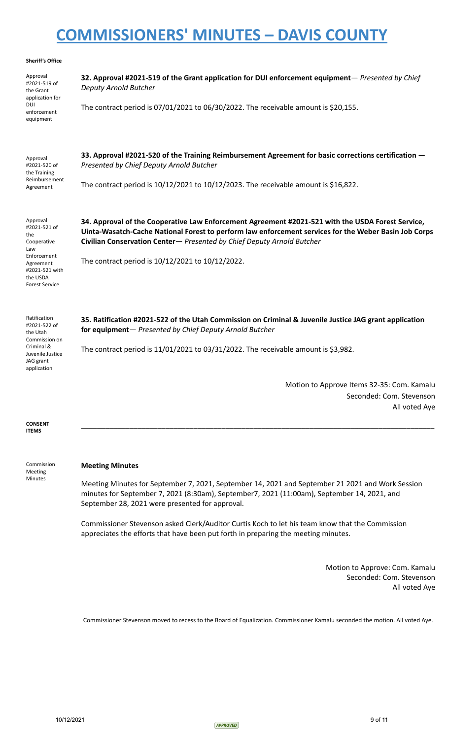# COMMISSIONERS' MINUTES – DAVIS COUNTY

**Sheriff's Office**

Approval #2021-519 of the Grant application for DUI enforcement equipment

**32. Approval #2021-519 of the Grant application for DUI enforcement equipment**— *Presented by Chief Deputy Arnold Butcher*

The contract period is 07/01/2021 to 06/30/2022. The receivable amount is $20,155.

Approval #2021-520 of the Training Reimbursement Agreement

**33. Approval #2021-520 of the Training Reimbursement Agreement for basic corrections certification** — *Presented by Chief Deputy Arnold Butcher*

The contract period is 10/12/2021 to 10/12/2023. The receivable amount is $16,822.

Approval #2021-521 of the Cooperative Law Enforcement Agreement #2021-521 with the USDA Forest Service

**34. Approval of the Cooperative Law Enforcement Agreement #2021-521 with the USDA Forest Service, Uinta-Wasatch-Cache National Forest to perform law enforcement services for the Weber Basin Job Corps Civilian Conservation Center**— *Presented by Chief Deputy Arnold Butcher*

The contract period is 10/12/2021 to 10/12/2022.

Ratification #2021-522 of the Utah Commission on Criminal & Juvenile Justice JAG grant application

**35. Ratification #2021-522 of the Utah Commission on Criminal & Juvenile Justice JAG grant application for equipment**— *Presented by Chief Deputy Arnold Butcher*

The contract period is 11/01/2021 to 03/31/2022. The receivable amount is $3,982.

Motion to Approve Items 32-35: Com. Kamalu  
Seconded: Com. Stevenson  
All voted Aye

**CONSENT ITEMS**

---

Commission Meeting Minutes

**Meeting Minutes**

Meeting Minutes for September 7, 2021, September 14, 2021 and September 21 2021 and Work Session minutes for September 7, 2021 (8:30am), September7, 2021 (11:00am), September 14, 2021, and September 28, 2021 were presented for approval.

Commissioner Stevenson asked Clerk/Auditor Curtis Koch to let his team know that the Commission appreciates the efforts that have been put forth in preparing the meeting minutes.

Motion to Approve: Com. Kamalu  
Seconded: Com. Stevenson  
All voted Aye

Commissioner Stevenson moved to recess to the Board of Equalization. Commissioner Kamalu seconded the motion. All voted Aye.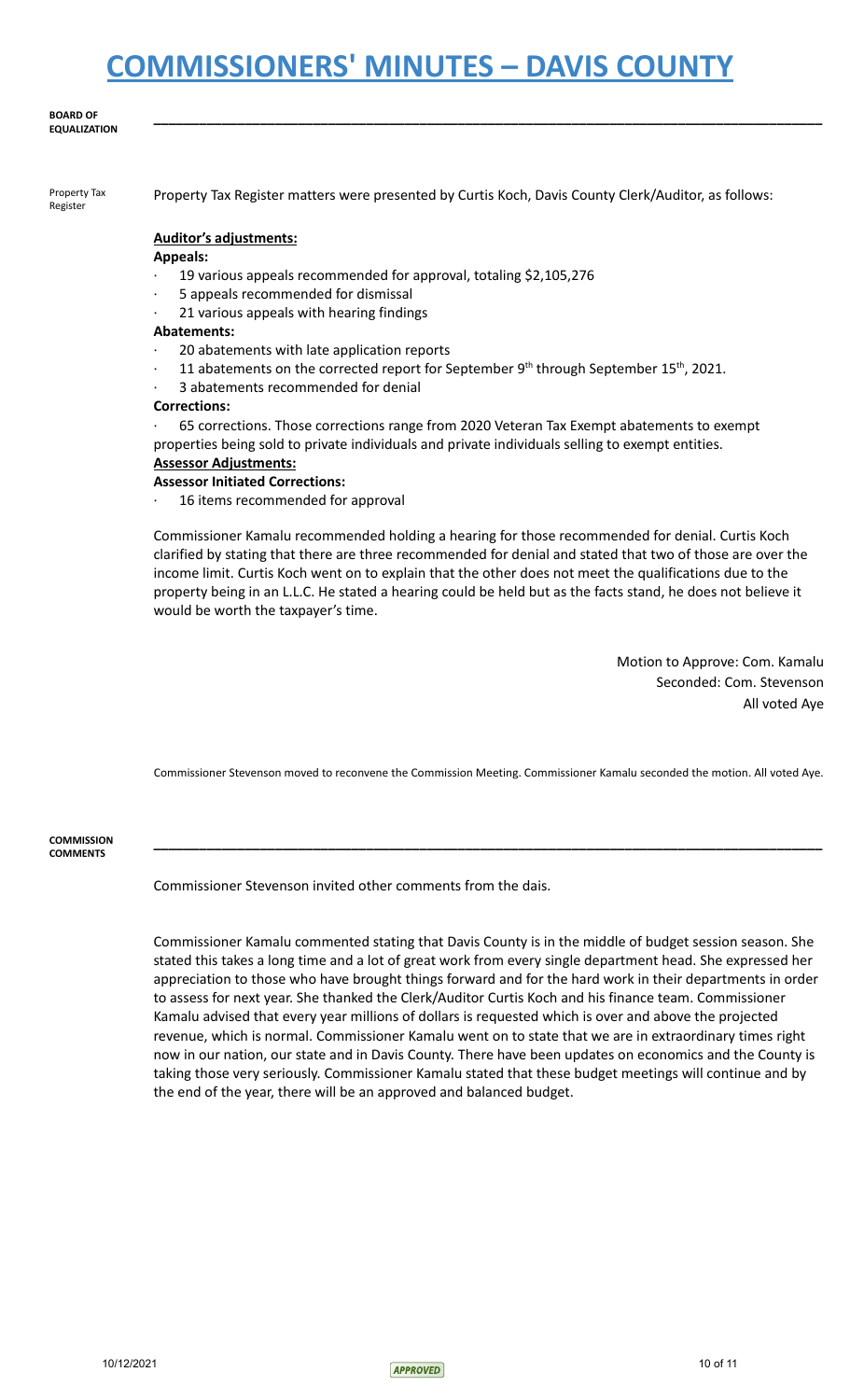**BOARD OF EQUALIZATION**

Property Tax Register

Property Tax Register matters were presented by Curtis Koch, Davis County Clerk/Auditor, as follows:

**Auditor's adjustments:**

**Appeals:**

- 19 various appeals recommended for approval, totaling $2,105,276
- 5 appeals recommended for dismissal
- 21 various appeals with hearing findings

**Abatements:**

- 20 abatements with late application reports
- 11 abatements on the corrected report for September 9th through September 15th, 2021.
- 3 abatements recommended for denial

**Corrections:**

- 65 corrections. Those corrections range from 2020 Veteran Tax Exempt abatements to exempt properties being sold to private individuals and private individuals selling to exempt entities.

**Assessor Adjustments:**

**Assessor Initiated Corrections:**

- 16 items recommended for approval

Commissioner Kamalu recommended holding a hearing for those recommended for denial. Curtis Koch clarified by stating that there are three recommended for denial and stated that two of those are over the income limit. Curtis Koch went on to explain that the other does not meet the qualifications due to the property being in an L.L.C. He stated a hearing could be held but as the facts stand, he does not believe it would be worth the taxpayer's time.

Motion to Approve: Com. Kamalu
Seconded: Com. Stevenson
All voted Aye

Commissioner Stevenson moved to reconvene the Commission Meeting. Commissioner Kamalu seconded the motion. All voted Aye.

**COMMISSION COMMENTS**

Commissioner Stevenson invited other comments from the dais.

Commissioner Kamalu commented stating that Davis County is in the middle of budget session season. She stated this takes a long time and a lot of great work from every single department head. She expressed her appreciation to those who have brought things forward and for the hard work in their departments in order to assess for next year. She thanked the Clerk/Auditor Curtis Koch and his finance team. Commissioner Kamalu advised that every year millions of dollars is requested which is over and above the projected revenue, which is normal. Commissioner Kamalu went on to state that we are in extraordinary times right now in our nation, our state and in Davis County. There have been updates on economics and the County is taking those very seriously. Commissioner Kamalu stated that these budget meetings will continue and by the end of the year, there will be an approved and balanced budget.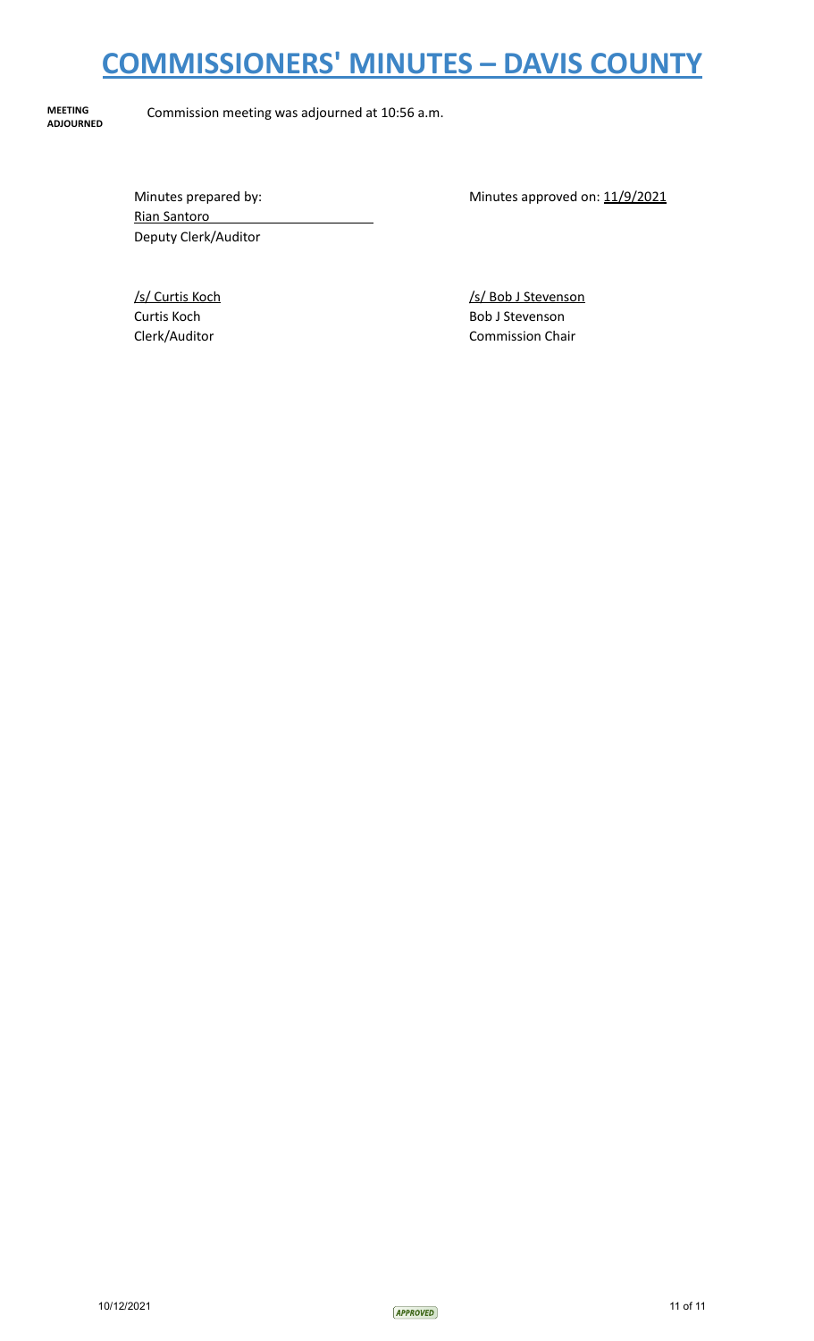# COMMISSIONERS' MINUTES – DAVIS COUNTY

**MEETING ADJOURNED**

Commission meeting was adjourned at 10:56 a.m.

Minutes prepared by: Rian Santoro
Deputy Clerk/Auditor

Minutes approved on: 11/9/2021

/s/ Curtis Koch
Curtis Koch
Clerk/Auditor

/s/ Bob J Stevenson
Bob J Stevenson
Commission Chair

APPROVED